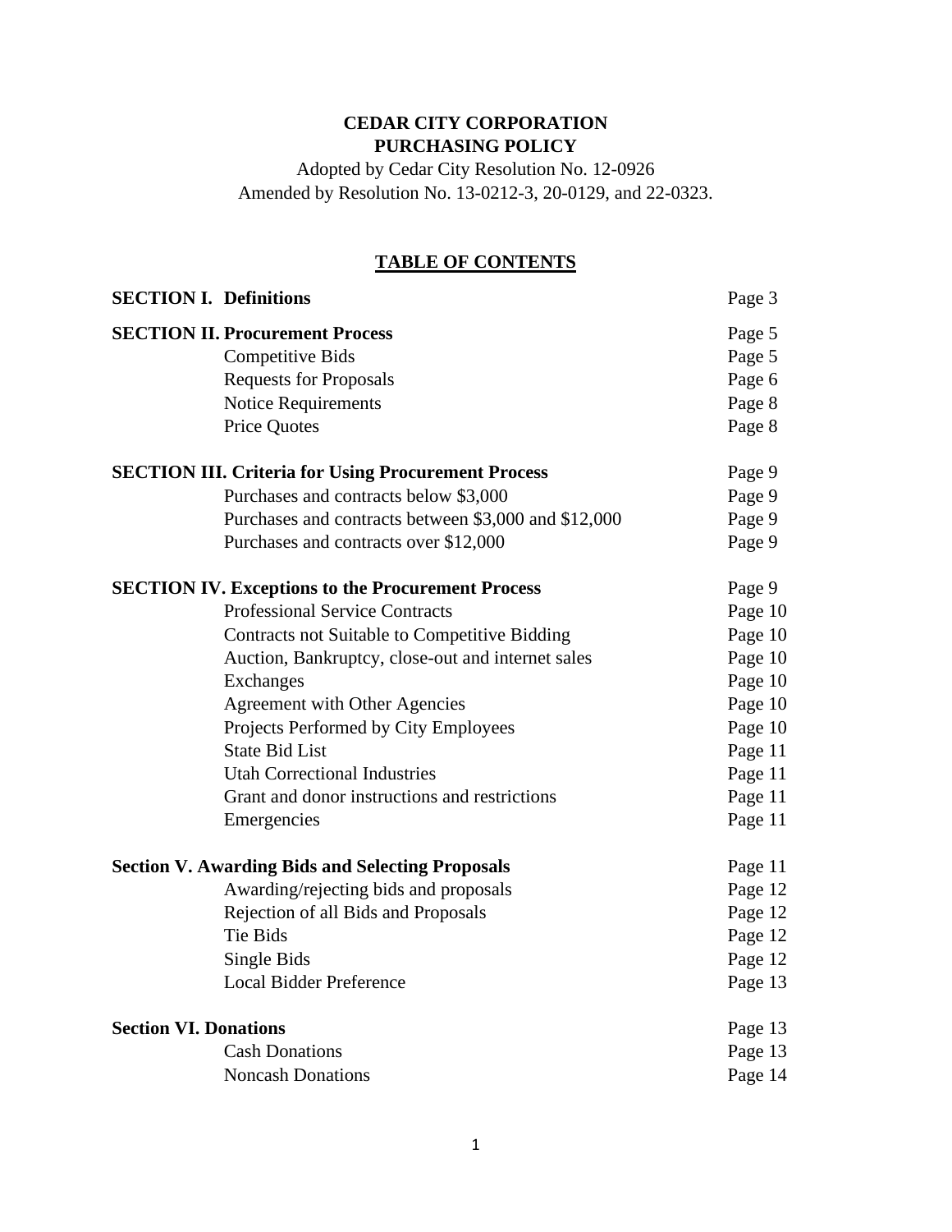# CEDAR CITY CORPORATION
# PURCHASING POLICY

Adopted by Cedar City Resolution No. 12-0926
Amended by Resolution No. 13-0212-3, 20-0129, and 22-0323.

## TABLE OF CONTENTS

| | |
|---|---|
| **SECTION I. Definitions** | Page 3 |
| **SECTION II. Procurement Process** | Page 5 |
| Competitive Bids | Page 5 |
| Requests for Proposals | Page 6 |
| Notice Requirements | Page 8 |
| Price Quotes | Page 8 |
| **SECTION III. Criteria for Using Procurement Process** | Page 9 |
| Purchases and contracts below $3,000 | Page 9 |
| Purchases and contracts between $3,000 and $12,000 | Page 9 |
| Purchases and contracts over $12,000 | Page 9 |
| **SECTION IV. Exceptions to the Procurement Process** | Page 9 |
| Professional Service Contracts | Page 10 |
| Contracts not Suitable to Competitive Bidding | Page 10 |
| Auction, Bankruptcy, close-out and internet sales | Page 10 |
| Exchanges | Page 10 |
| Agreement with Other Agencies | Page 10 |
| Projects Performed by City Employees | Page 10 |
| State Bid List | Page 11 |
| Utah Correctional Industries | Page 11 |
| Grant and donor instructions and restrictions | Page 11 |
| Emergencies | Page 11 |
| **Section V. Awarding Bids and Selecting Proposals** | Page 11 |
| Awarding/rejecting bids and proposals | Page 12 |
| Rejection of all Bids and Proposals | Page 12 |
| Tie Bids | Page 12 |
| Single Bids | Page 12 |
| Local Bidder Preference | Page 13 |
| **Section VI. Donations** | Page 13 |
| Cash Donations | Page 13 |
| Noncash Donations | Page 14 |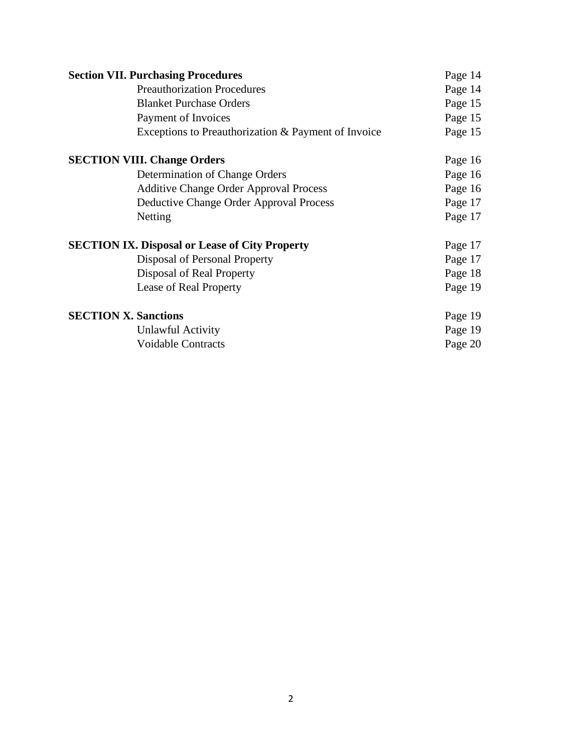| | |
|---|---|
| **Section VII. Purchasing Procedures** | Page 14 |
| Preauthorization Procedures | Page 14 |
| Blanket Purchase Orders | Page 15 |
| Payment of Invoices | Page 15 |
| Exceptions to Preauthorization & Payment of Invoice | Page 15 |
| **SECTION VIII. Change Orders** | Page 16 |
| Determination of Change Orders | Page 16 |
| Additive Change Order Approval Process | Page 16 |
| Deductive Change Order Approval Process | Page 17 |
| Netting | Page 17 |
| **SECTION IX. Disposal or Lease of City Property** | Page 17 |
| Disposal of Personal Property | Page 17 |
| Disposal of Real Property | Page 18 |
| Lease of Real Property | Page 19 |
| **SECTION X. Sanctions** | Page 19 |
| Unlawful Activity | Page 19 |
| Voidable Contracts | Page 20 |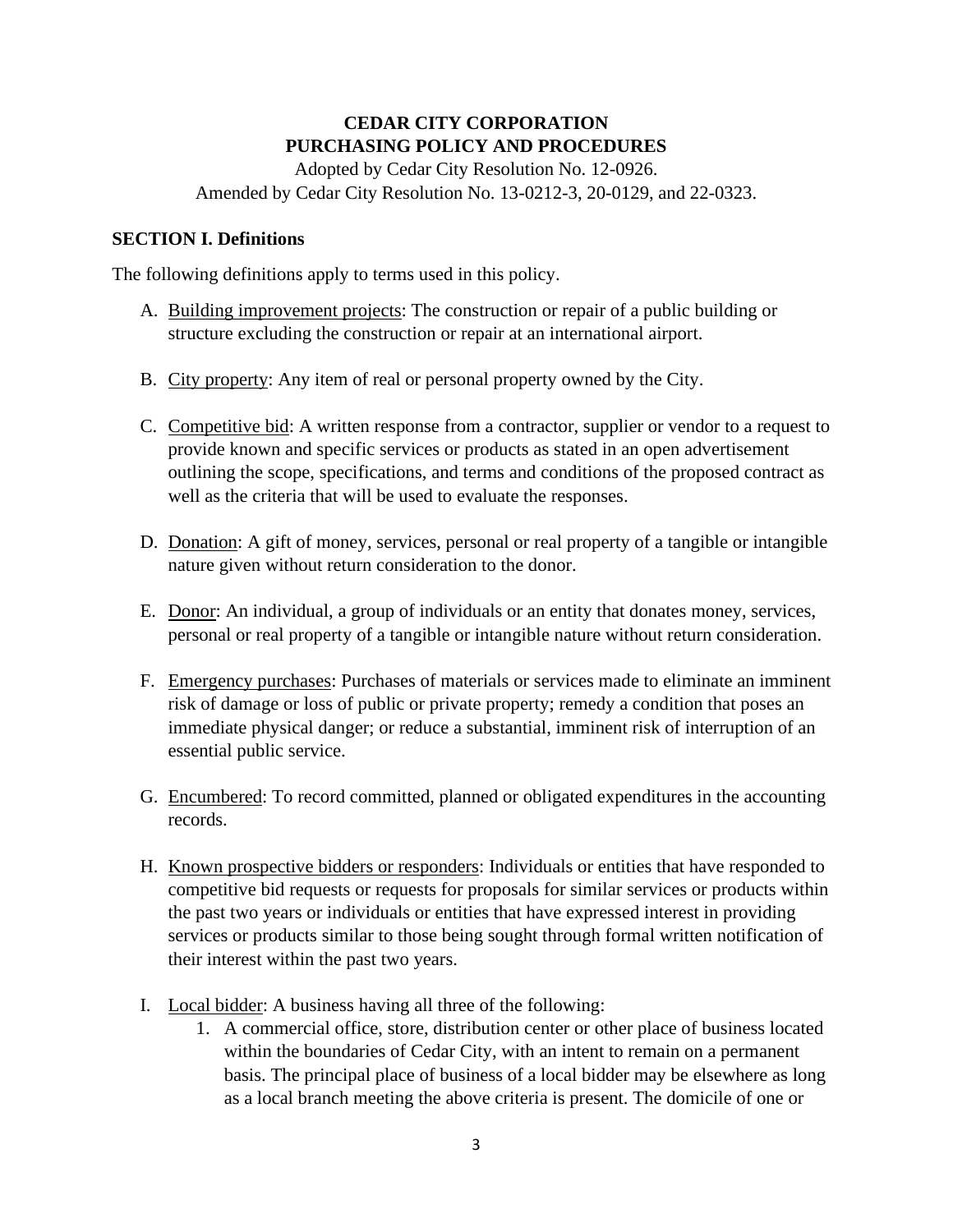**CEDAR CITY CORPORATION**
**PURCHASING POLICY AND PROCEDURES**

Adopted by Cedar City Resolution No. 12-0926.
Amended by Cedar City Resolution No. 13-0212-3, 20-0129, and 22-0323.

## SECTION I. Definitions

The following definitions apply to terms used in this policy.

A. Building improvement projects: The construction or repair of a public building or structure excluding the construction or repair at an international airport.

B. City property: Any item of real or personal property owned by the City.

C. Competitive bid: A written response from a contractor, supplier or vendor to a request to provide known and specific services or products as stated in an open advertisement outlining the scope, specifications, and terms and conditions of the proposed contract as well as the criteria that will be used to evaluate the responses.

D. Donation: A gift of money, services, personal or real property of a tangible or intangible nature given without return consideration to the donor.

E. Donor: An individual, a group of individuals or an entity that donates money, services, personal or real property of a tangible or intangible nature without return consideration.

F. Emergency purchases: Purchases of materials or services made to eliminate an imminent risk of damage or loss of public or private property; remedy a condition that poses an immediate physical danger; or reduce a substantial, imminent risk of interruption of an essential public service.

G. Encumbered: To record committed, planned or obligated expenditures in the accounting records.

H. Known prospective bidders or responders: Individuals or entities that have responded to competitive bid requests or requests for proposals for similar services or products within the past two years or individuals or entities that have expressed interest in providing services or products similar to those being sought through formal written notification of their interest within the past two years.

I. Local bidder: A business having all three of the following:
   1. A commercial office, store, distribution center or other place of business located within the boundaries of Cedar City, with an intent to remain on a permanent basis. The principal place of business of a local bidder may be elsewhere as long as a local branch meeting the above criteria is present. The domicile of one or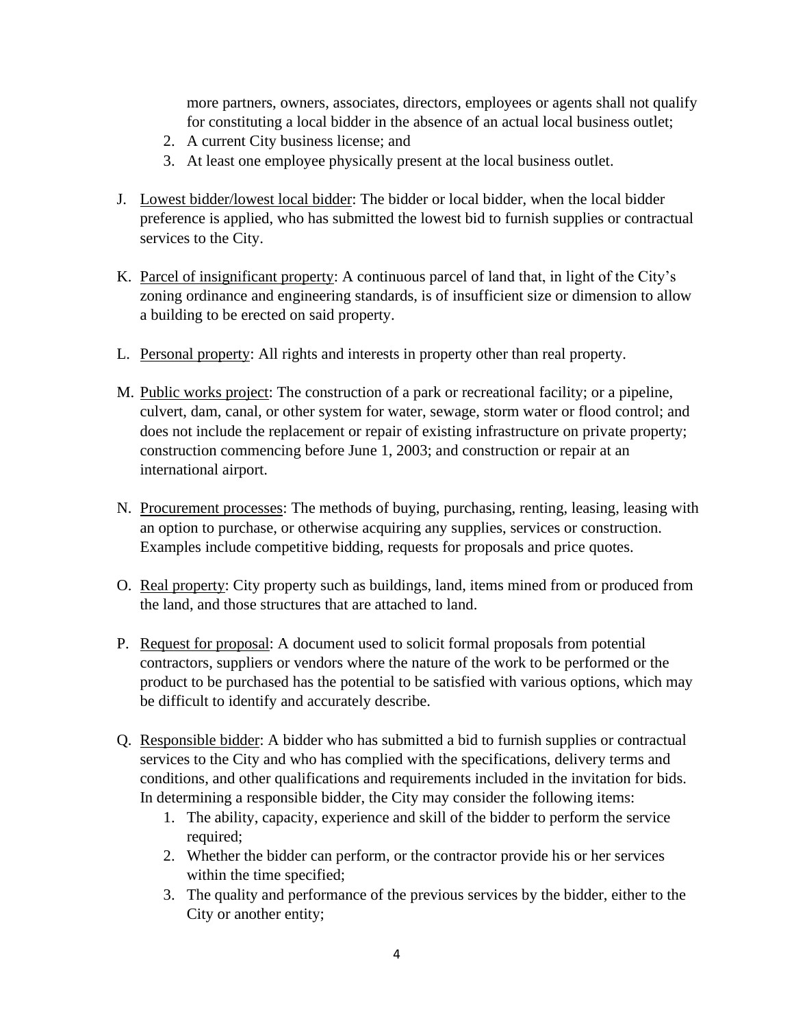more partners, owners, associates, directors, employees or agents shall not qualify for constituting a local bidder in the absence of an actual local business outlet;

2. A current City business license; and
3. At least one employee physically present at the local business outlet.

J. Lowest bidder/lowest local bidder: The bidder or local bidder, when the local bidder preference is applied, who has submitted the lowest bid to furnish supplies or contractual services to the City.

K. Parcel of insignificant property: A continuous parcel of land that, in light of the City's zoning ordinance and engineering standards, is of insufficient size or dimension to allow a building to be erected on said property.

L. Personal property: All rights and interests in property other than real property.

M. Public works project: The construction of a park or recreational facility; or a pipeline, culvert, dam, canal, or other system for water, sewage, storm water or flood control; and does not include the replacement or repair of existing infrastructure on private property; construction commencing before June 1, 2003; and construction or repair at an international airport.

N. Procurement processes: The methods of buying, purchasing, renting, leasing, leasing with an option to purchase, or otherwise acquiring any supplies, services or construction. Examples include competitive bidding, requests for proposals and price quotes.

O. Real property: City property such as buildings, land, items mined from or produced from the land, and those structures that are attached to land.

P. Request for proposal: A document used to solicit formal proposals from potential contractors, suppliers or vendors where the nature of the work to be performed or the product to be purchased has the potential to be satisfied with various options, which may be difficult to identify and accurately describe.

Q. Responsible bidder: A bidder who has submitted a bid to furnish supplies or contractual services to the City and who has complied with the specifications, delivery terms and conditions, and other qualifications and requirements included in the invitation for bids. In determining a responsible bidder, the City may consider the following items:
   1. The ability, capacity, experience and skill of the bidder to perform the service required;
   2. Whether the bidder can perform, or the contractor provide his or her services within the time specified;
   3. The quality and performance of the previous services by the bidder, either to the City or another entity;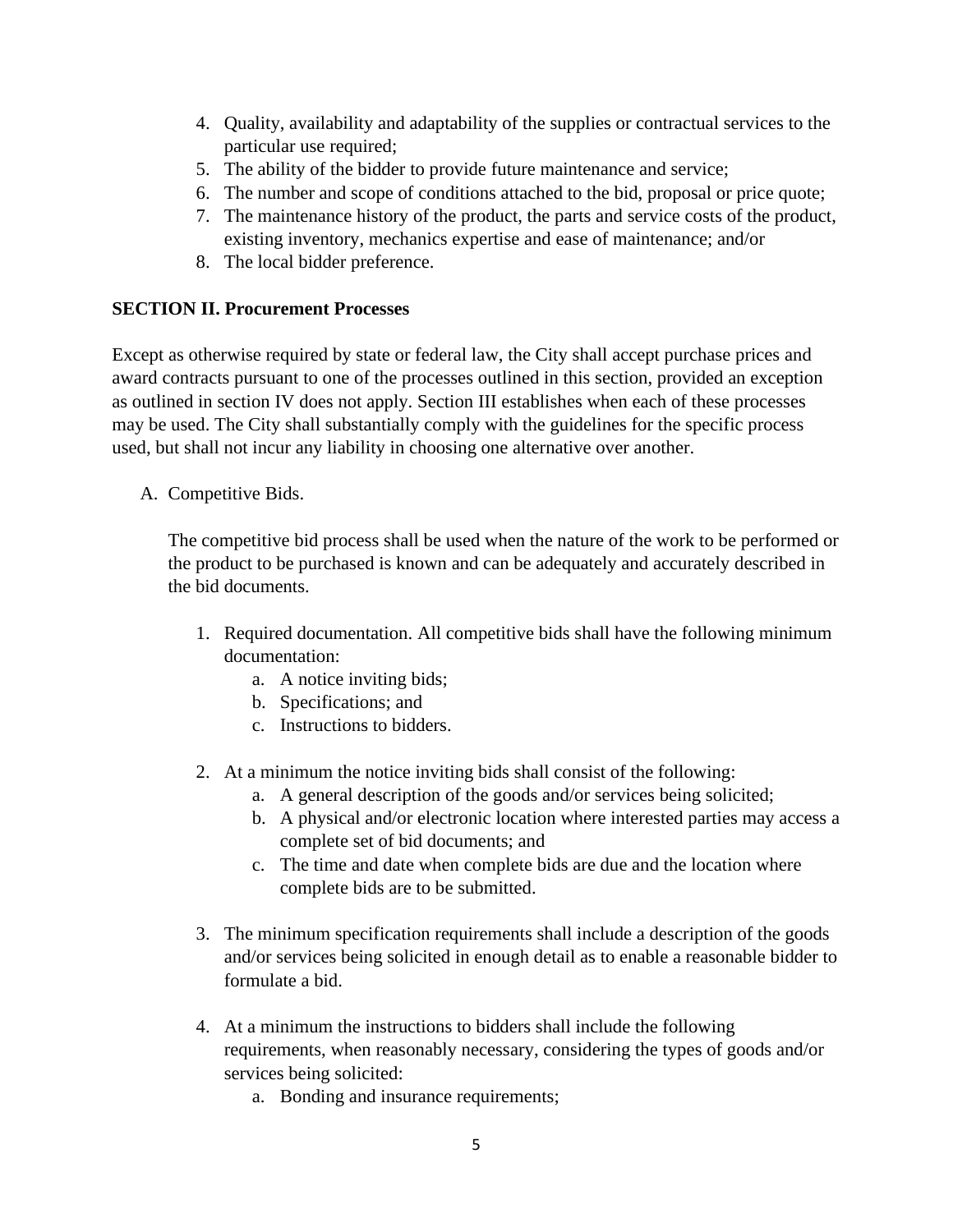4. Quality, availability and adaptability of the supplies or contractual services to the particular use required;
5. The ability of the bidder to provide future maintenance and service;
6. The number and scope of conditions attached to the bid, proposal or price quote;
7. The maintenance history of the product, the parts and service costs of the product, existing inventory, mechanics expertise and ease of maintenance; and/or
8. The local bidder preference.

**SECTION II. Procurement Processes**

Except as otherwise required by state or federal law, the City shall accept purchase prices and award contracts pursuant to one of the processes outlined in this section, provided an exception as outlined in section IV does not apply. Section III establishes when each of these processes may be used. The City shall substantially comply with the guidelines for the specific process used, but shall not incur any liability in choosing one alternative over another.

A. Competitive Bids.

   The competitive bid process shall be used when the nature of the work to be performed or the product to be purchased is known and can be adequately and accurately described in the bid documents.

   1. Required documentation. All competitive bids shall have the following minimum documentation:
      a. A notice inviting bids;
      b. Specifications; and
      c. Instructions to bidders.

   2. At a minimum the notice inviting bids shall consist of the following:
      a. A general description of the goods and/or services being solicited;
      b. A physical and/or electronic location where interested parties may access a complete set of bid documents; and
      c. The time and date when complete bids are due and the location where complete bids are to be submitted.

   3. The minimum specification requirements shall include a description of the goods and/or services being solicited in enough detail as to enable a reasonable bidder to formulate a bid.

   4. At a minimum the instructions to bidders shall include the following requirements, when reasonably necessary, considering the types of goods and/or services being solicited:
      a. Bonding and insurance requirements;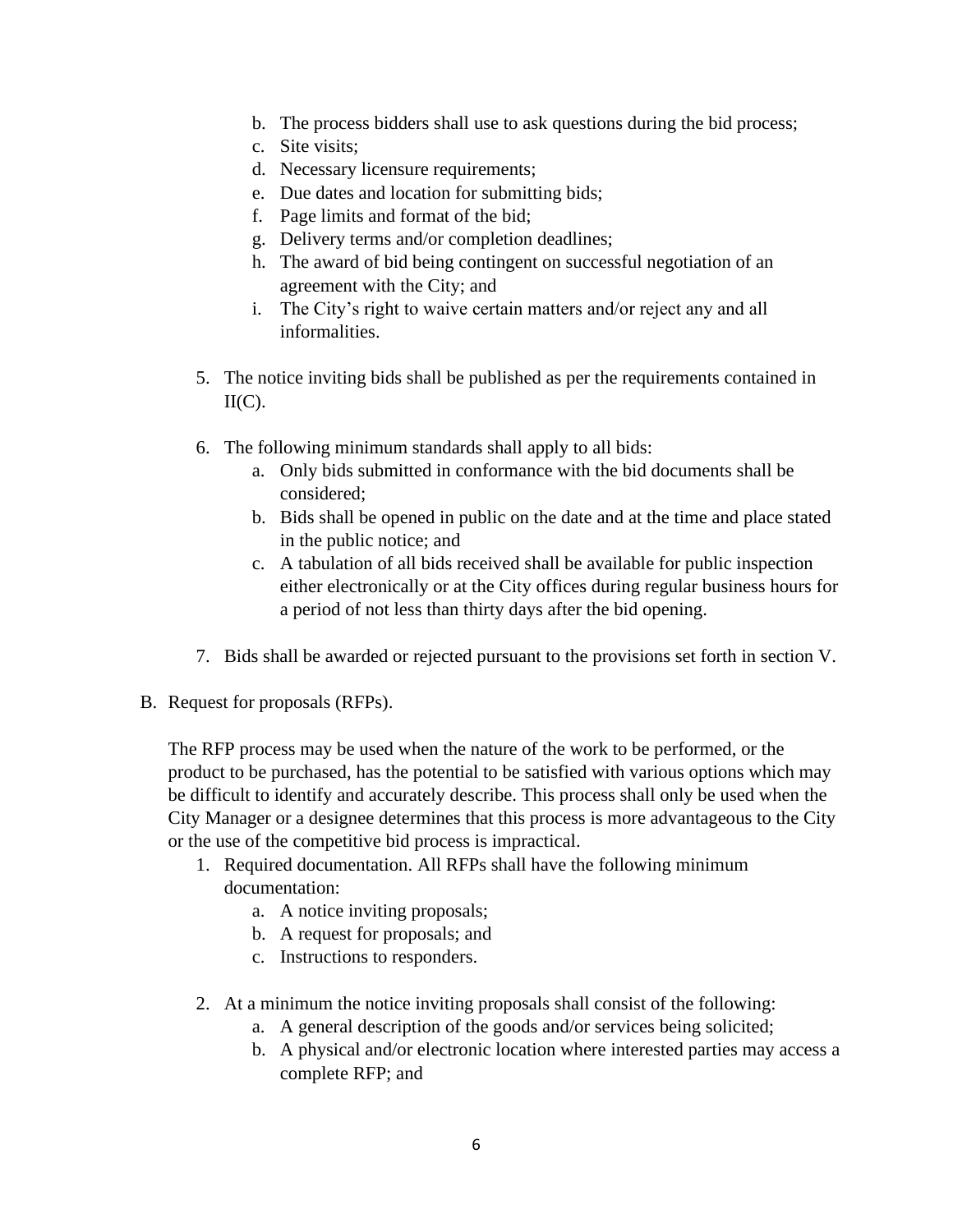b. The process bidders shall use to ask questions during the bid process;
   c. Site visits;
   d. Necessary licensure requirements;
   e. Due dates and location for submitting bids;
   f. Page limits and format of the bid;
   g. Delivery terms and/or completion deadlines;
   h. The award of bid being contingent on successful negotiation of an agreement with the City; and
   i. The City's right to waive certain matters and/or reject any and all informalities.

5. The notice inviting bids shall be published as per the requirements contained in II(C).

6. The following minimum standards shall apply to all bids:
   a. Only bids submitted in conformance with the bid documents shall be considered;
   b. Bids shall be opened in public on the date and at the time and place stated in the public notice; and
   c. A tabulation of all bids received shall be available for public inspection either electronically or at the City offices during regular business hours for a period of not less than thirty days after the bid opening.

7. Bids shall be awarded or rejected pursuant to the provisions set forth in section V.

B. Request for proposals (RFPs).

The RFP process may be used when the nature of the work to be performed, or the product to be purchased, has the potential to be satisfied with various options which may be difficult to identify and accurately describe. This process shall only be used when the City Manager or a designee determines that this process is more advantageous to the City or the use of the competitive bid process is impractical.

1. Required documentation. All RFPs shall have the following minimum documentation:
   a. A notice inviting proposals;
   b. A request for proposals; and
   c. Instructions to responders.

2. At a minimum the notice inviting proposals shall consist of the following:
   a. A general description of the goods and/or services being solicited;
   b. A physical and/or electronic location where interested parties may access a complete RFP; and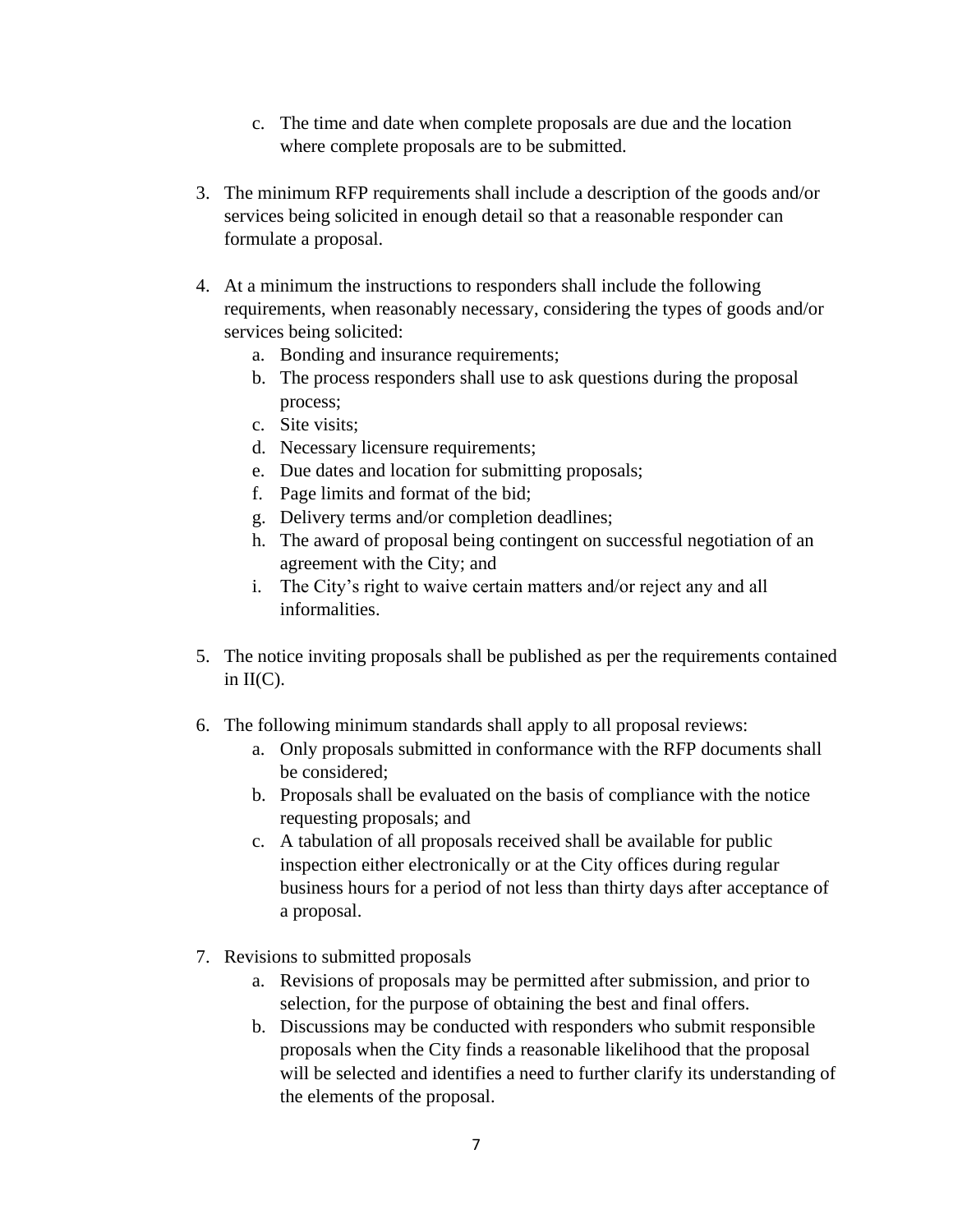c. The time and date when complete proposals are due and the location where complete proposals are to be submitted.

3. The minimum RFP requirements shall include a description of the goods and/or services being solicited in enough detail so that a reasonable responder can formulate a proposal.

4. At a minimum the instructions to responders shall include the following requirements, when reasonably necessary, considering the types of goods and/or services being solicited:
   a. Bonding and insurance requirements;
   b. The process responders shall use to ask questions during the proposal process;
   c. Site visits;
   d. Necessary licensure requirements;
   e. Due dates and location for submitting proposals;
   f. Page limits and format of the bid;
   g. Delivery terms and/or completion deadlines;
   h. The award of proposal being contingent on successful negotiation of an agreement with the City; and
   i. The City's right to waive certain matters and/or reject any and all informalities.

5. The notice inviting proposals shall be published as per the requirements contained in II(C).

6. The following minimum standards shall apply to all proposal reviews:
   a. Only proposals submitted in conformance with the RFP documents shall be considered;
   b. Proposals shall be evaluated on the basis of compliance with the notice requesting proposals; and
   c. A tabulation of all proposals received shall be available for public inspection either electronically or at the City offices during regular business hours for a period of not less than thirty days after acceptance of a proposal.

7. Revisions to submitted proposals
   a. Revisions of proposals may be permitted after submission, and prior to selection, for the purpose of obtaining the best and final offers.
   b. Discussions may be conducted with responders who submit responsible proposals when the City finds a reasonable likelihood that the proposal will be selected and identifies a need to further clarify its understanding of the elements of the proposal.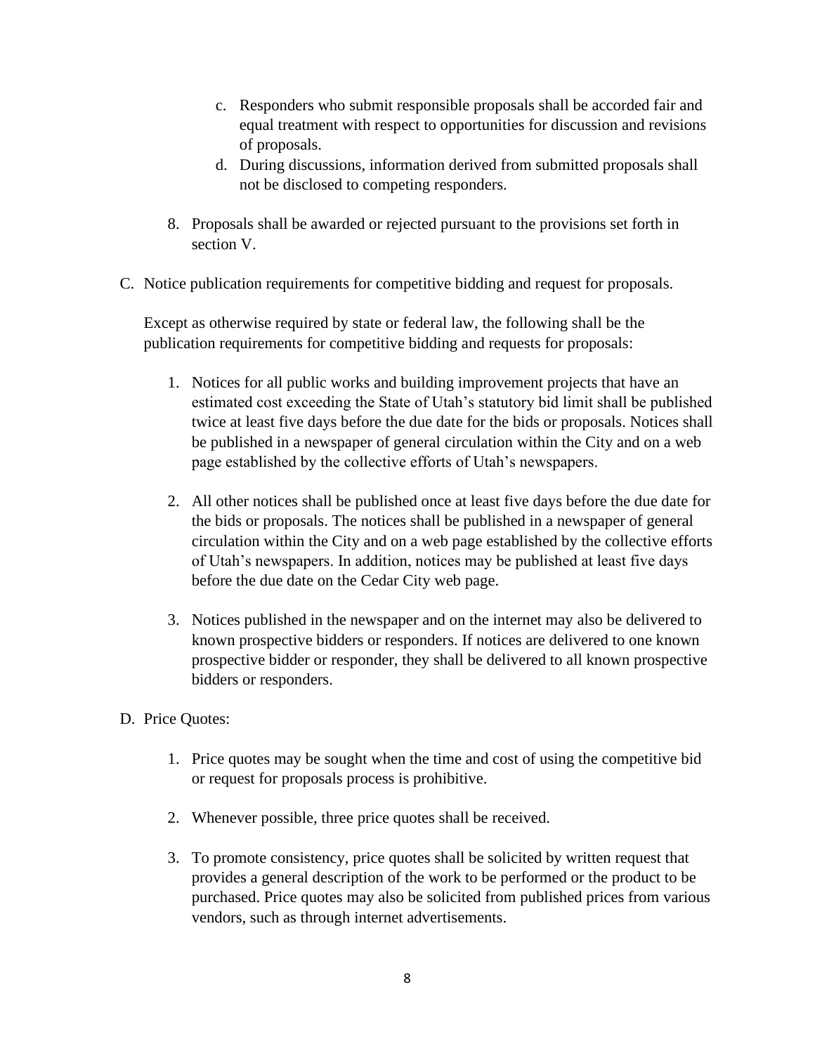c. Responders who submit responsible proposals shall be accorded fair and equal treatment with respect to opportunities for discussion and revisions of proposals.

d. During discussions, information derived from submitted proposals shall not be disclosed to competing responders.

8. Proposals shall be awarded or rejected pursuant to the provisions set forth in section V.

C. Notice publication requirements for competitive bidding and request for proposals.

Except as otherwise required by state or federal law, the following shall be the publication requirements for competitive bidding and requests for proposals:

1. Notices for all public works and building improvement projects that have an estimated cost exceeding the State of Utah's statutory bid limit shall be published twice at least five days before the due date for the bids or proposals. Notices shall be published in a newspaper of general circulation within the City and on a web page established by the collective efforts of Utah's newspapers.

2. All other notices shall be published once at least five days before the due date for the bids or proposals. The notices shall be published in a newspaper of general circulation within the City and on a web page established by the collective efforts of Utah's newspapers. In addition, notices may be published at least five days before the due date on the Cedar City web page.

3. Notices published in the newspaper and on the internet may also be delivered to known prospective bidders or responders. If notices are delivered to one known prospective bidder or responder, they shall be delivered to all known prospective bidders or responders.

D. Price Quotes:

1. Price quotes may be sought when the time and cost of using the competitive bid or request for proposals process is prohibitive.

2. Whenever possible, three price quotes shall be received.

3. To promote consistency, price quotes shall be solicited by written request that provides a general description of the work to be performed or the product to be purchased. Price quotes may also be solicited from published prices from various vendors, such as through internet advertisements.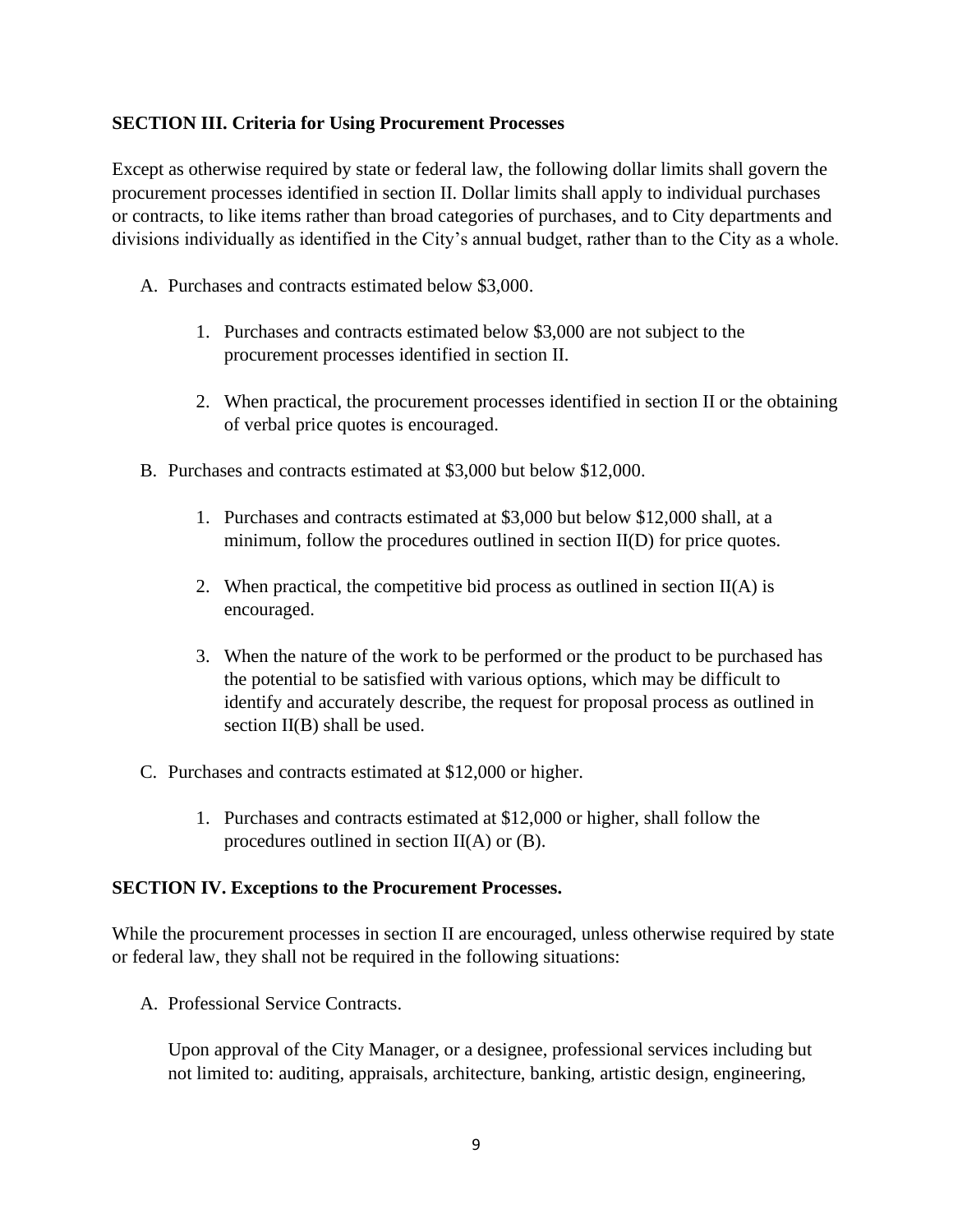**SECTION III. Criteria for Using Procurement Processes**

Except as otherwise required by state or federal law, the following dollar limits shall govern the procurement processes identified in section II. Dollar limits shall apply to individual purchases or contracts, to like items rather than broad categories of purchases, and to City departments and divisions individually as identified in the City's annual budget, rather than to the City as a whole.

A. Purchases and contracts estimated below $3,000.

   1. Purchases and contracts estimated below $3,000 are not subject to the procurement processes identified in section II.

   2. When practical, the procurement processes identified in section II or the obtaining of verbal price quotes is encouraged.

B. Purchases and contracts estimated at $3,000 but below $12,000.

   1. Purchases and contracts estimated at $3,000 but below $12,000 shall, at a minimum, follow the procedures outlined in section II(D) for price quotes.

   2. When practical, the competitive bid process as outlined in section II(A) is encouraged.

   3. When the nature of the work to be performed or the product to be purchased has the potential to be satisfied with various options, which may be difficult to identify and accurately describe, the request for proposal process as outlined in section II(B) shall be used.

C. Purchases and contracts estimated at $12,000 or higher.

   1. Purchases and contracts estimated at $12,000 or higher, shall follow the procedures outlined in section II(A) or (B).

**SECTION IV. Exceptions to the Procurement Processes.**

While the procurement processes in section II are encouraged, unless otherwise required by state or federal law, they shall not be required in the following situations:

A. Professional Service Contracts.

   Upon approval of the City Manager, or a designee, professional services including but not limited to: auditing, appraisals, architecture, banking, artistic design, engineering,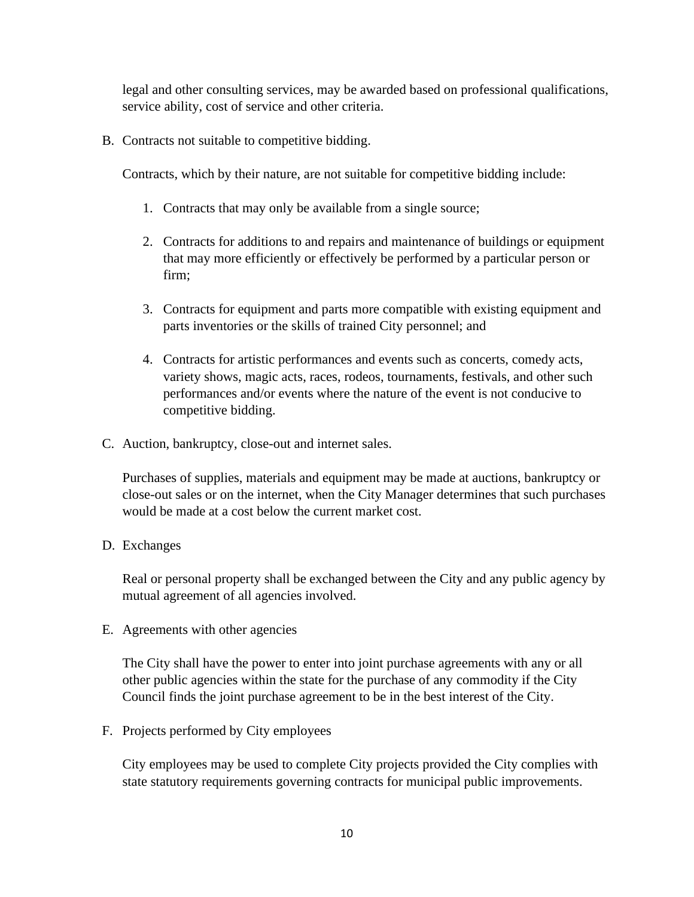legal and other consulting services, may be awarded based on professional qualifications, service ability, cost of service and other criteria.

B. Contracts not suitable to competitive bidding.

   Contracts, which by their nature, are not suitable for competitive bidding include:

   1. Contracts that may only be available from a single source;

   2. Contracts for additions to and repairs and maintenance of buildings or equipment that may more efficiently or effectively be performed by a particular person or firm;

   3. Contracts for equipment and parts more compatible with existing equipment and parts inventories or the skills of trained City personnel; and

   4. Contracts for artistic performances and events such as concerts, comedy acts, variety shows, magic acts, races, rodeos, tournaments, festivals, and other such performances and/or events where the nature of the event is not conducive to competitive bidding.

C. Auction, bankruptcy, close-out and internet sales.

   Purchases of supplies, materials and equipment may be made at auctions, bankruptcy or close-out sales or on the internet, when the City Manager determines that such purchases would be made at a cost below the current market cost.

D. Exchanges

   Real or personal property shall be exchanged between the City and any public agency by mutual agreement of all agencies involved.

E. Agreements with other agencies

   The City shall have the power to enter into joint purchase agreements with any or all other public agencies within the state for the purchase of any commodity if the City Council finds the joint purchase agreement to be in the best interest of the City.

F. Projects performed by City employees

   City employees may be used to complete City projects provided the City complies with state statutory requirements governing contracts for municipal public improvements.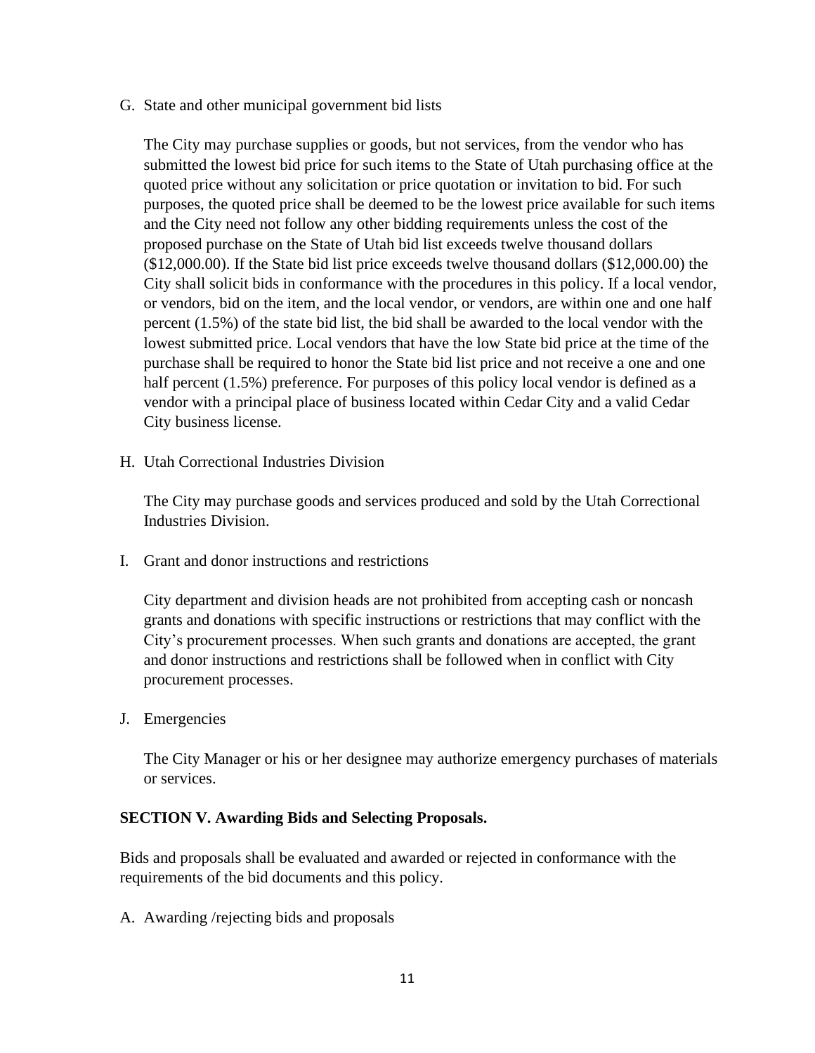G. State and other municipal government bid lists

   The City may purchase supplies or goods, but not services, from the vendor who has submitted the lowest bid price for such items to the State of Utah purchasing office at the quoted price without any solicitation or price quotation or invitation to bid. For such purposes, the quoted price shall be deemed to be the lowest price available for such items and the City need not follow any other bidding requirements unless the cost of the proposed purchase on the State of Utah bid list exceeds twelve thousand dollars ($12,000.00). If the State bid list price exceeds twelve thousand dollars ($12,000.00) the City shall solicit bids in conformance with the procedures in this policy. If a local vendor, or vendors, bid on the item, and the local vendor, or vendors, are within one and one half percent (1.5%) of the state bid list, the bid shall be awarded to the local vendor with the lowest submitted price. Local vendors that have the low State bid price at the time of the purchase shall be required to honor the State bid list price and not receive a one and one half percent (1.5%) preference. For purposes of this policy local vendor is defined as a vendor with a principal place of business located within Cedar City and a valid Cedar City business license.

H. Utah Correctional Industries Division

   The City may purchase goods and services produced and sold by the Utah Correctional Industries Division.

I. Grant and donor instructions and restrictions

   City department and division heads are not prohibited from accepting cash or noncash grants and donations with specific instructions or restrictions that may conflict with the City's procurement processes. When such grants and donations are accepted, the grant and donor instructions and restrictions shall be followed when in conflict with City procurement processes.

J. Emergencies

   The City Manager or his or her designee may authorize emergency purchases of materials or services.

**SECTION V. Awarding Bids and Selecting Proposals.**

Bids and proposals shall be evaluated and awarded or rejected in conformance with the requirements of the bid documents and this policy.

A. Awarding /rejecting bids and proposals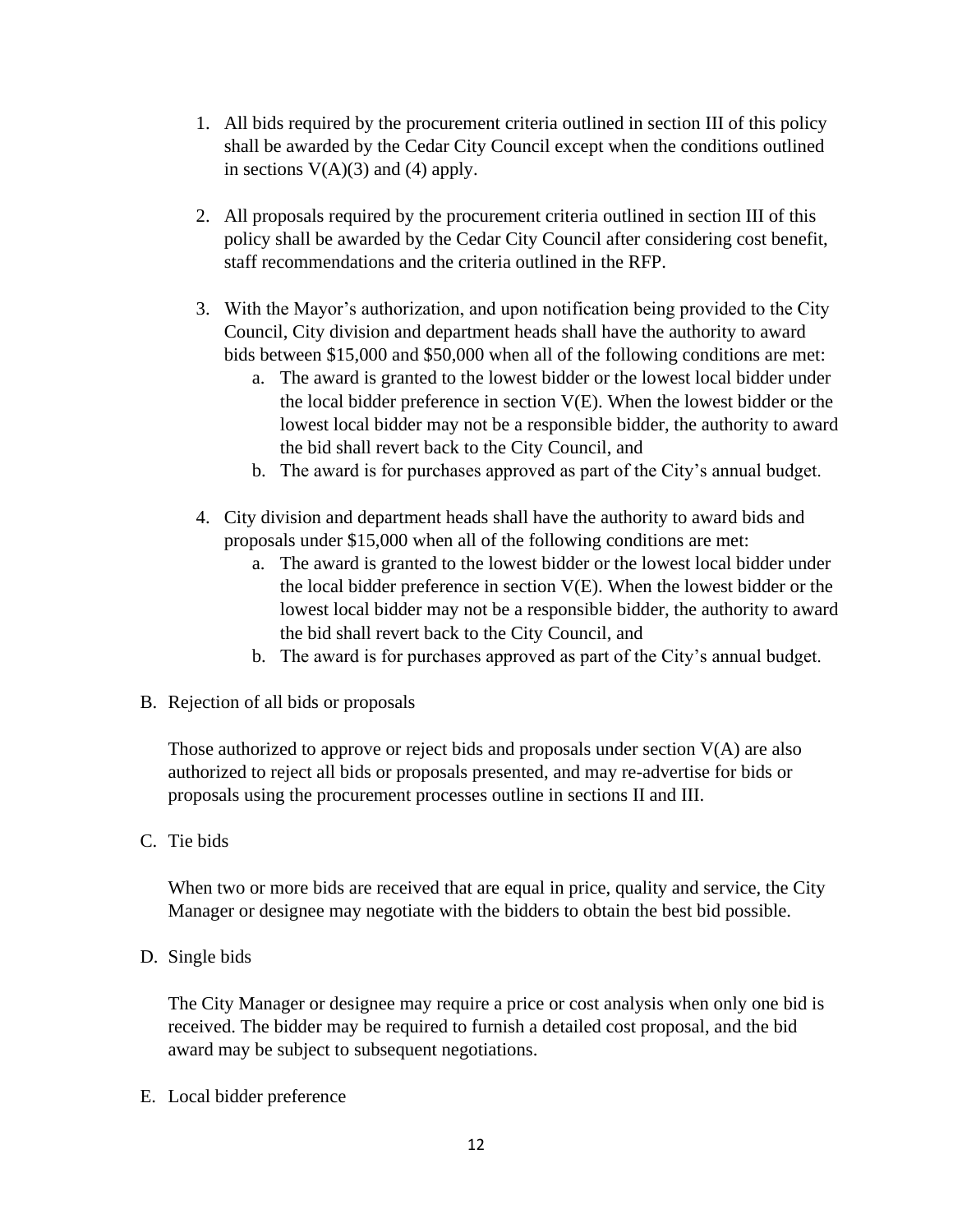1. All bids required by the procurement criteria outlined in section III of this policy shall be awarded by the Cedar City Council except when the conditions outlined in sections V(A)(3) and (4) apply.

2. All proposals required by the procurement criteria outlined in section III of this policy shall be awarded by the Cedar City Council after considering cost benefit, staff recommendations and the criteria outlined in the RFP.

3. With the Mayor's authorization, and upon notification being provided to the City Council, City division and department heads shall have the authority to award bids between $15,000 and $50,000 when all of the following conditions are met:
   a. The award is granted to the lowest bidder or the lowest local bidder under the local bidder preference in section V(E). When the lowest bidder or the lowest local bidder may not be a responsible bidder, the authority to award the bid shall revert back to the City Council, and
   b. The award is for purchases approved as part of the City's annual budget.

4. City division and department heads shall have the authority to award bids and proposals under $15,000 when all of the following conditions are met:
   a. The award is granted to the lowest bidder or the lowest local bidder under the local bidder preference in section V(E). When the lowest bidder or the lowest local bidder may not be a responsible bidder, the authority to award the bid shall revert back to the City Council, and
   b. The award is for purchases approved as part of the City's annual budget.

B. Rejection of all bids or proposals

Those authorized to approve or reject bids and proposals under section V(A) are also authorized to reject all bids or proposals presented, and may re-advertise for bids or proposals using the procurement processes outline in sections II and III.

C. Tie bids

When two or more bids are received that are equal in price, quality and service, the City Manager or designee may negotiate with the bidders to obtain the best bid possible.

D. Single bids

The City Manager or designee may require a price or cost analysis when only one bid is received. The bidder may be required to furnish a detailed cost proposal, and the bid award may be subject to subsequent negotiations.

E. Local bidder preference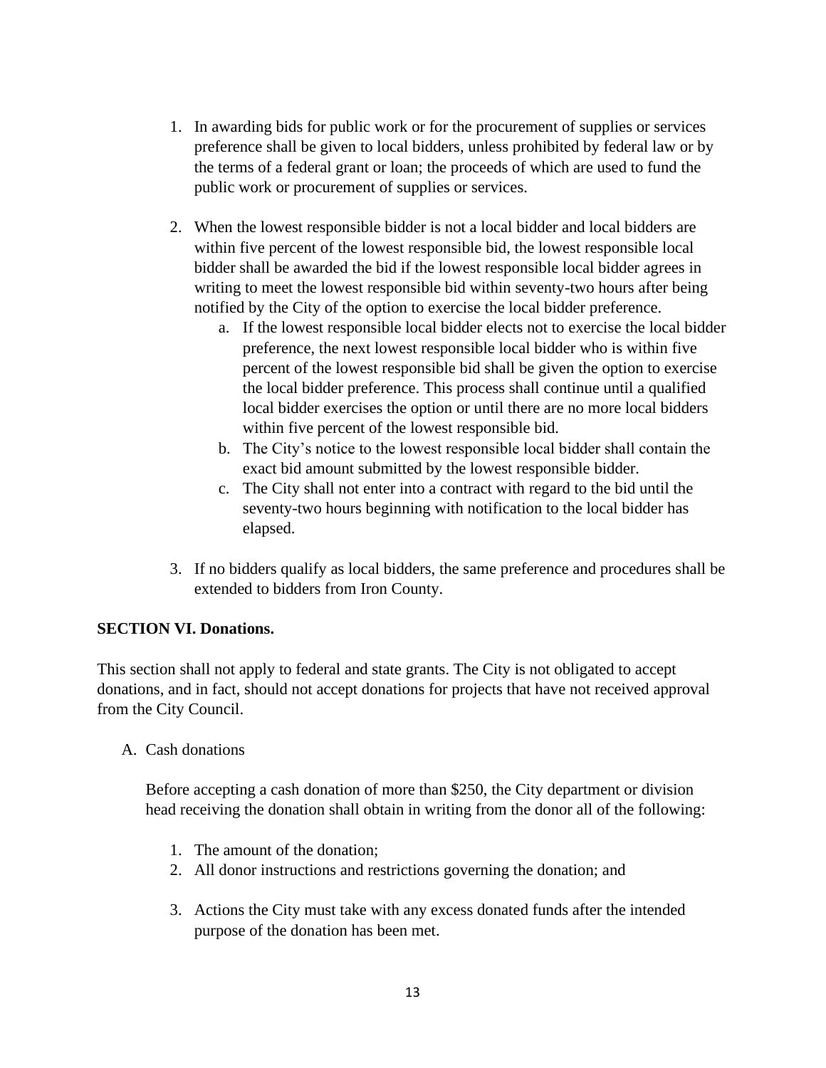1. In awarding bids for public work or for the procurement of supplies or services preference shall be given to local bidders, unless prohibited by federal law or by the terms of a federal grant or loan; the proceeds of which are used to fund the public work or procurement of supplies or services.

2. When the lowest responsible bidder is not a local bidder and local bidders are within five percent of the lowest responsible bid, the lowest responsible local bidder shall be awarded the bid if the lowest responsible local bidder agrees in writing to meet the lowest responsible bid within seventy-two hours after being notified by the City of the option to exercise the local bidder preference.
   a. If the lowest responsible local bidder elects not to exercise the local bidder preference, the next lowest responsible local bidder who is within five percent of the lowest responsible bid shall be given the option to exercise the local bidder preference. This process shall continue until a qualified local bidder exercises the option or until there are no more local bidders within five percent of the lowest responsible bid.
   b. The City's notice to the lowest responsible local bidder shall contain the exact bid amount submitted by the lowest responsible bidder.
   c. The City shall not enter into a contract with regard to the bid until the seventy-two hours beginning with notification to the local bidder has elapsed.

3. If no bidders qualify as local bidders, the same preference and procedures shall be extended to bidders from Iron County.

**SECTION VI. Donations.**

This section shall not apply to federal and state grants. The City is not obligated to accept donations, and in fact, should not accept donations for projects that have not received approval from the City Council.

A. Cash donations

   Before accepting a cash donation of more than $250, the City department or division head receiving the donation shall obtain in writing from the donor all of the following:

   1. The amount of the donation;
   2. All donor instructions and restrictions governing the donation; and
   3. Actions the City must take with any excess donated funds after the intended purpose of the donation has been met.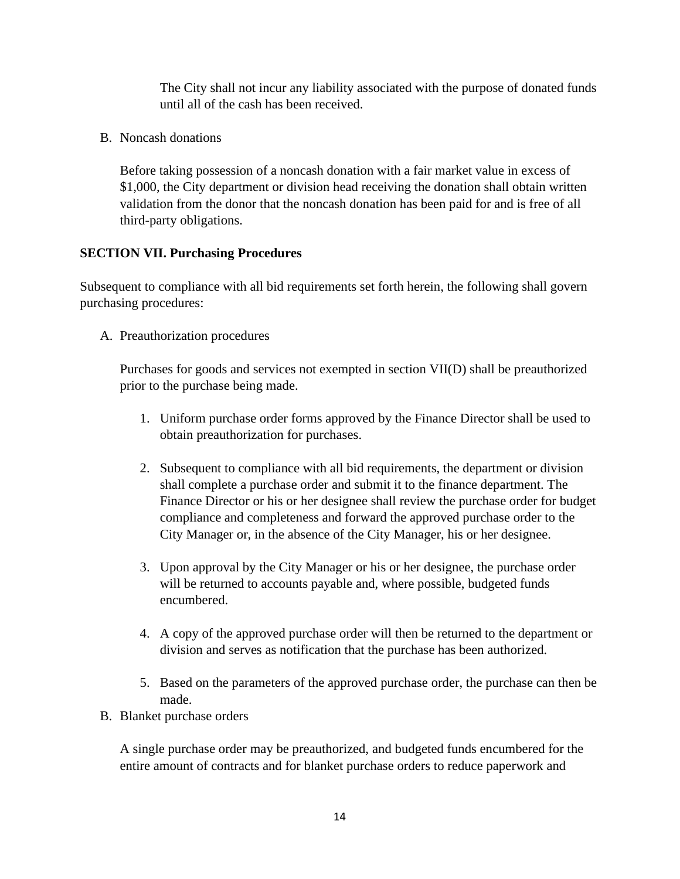The City shall not incur any liability associated with the purpose of donated funds until all of the cash has been received.

B. Noncash donations

Before taking possession of a noncash donation with a fair market value in excess of $1,000, the City department or division head receiving the donation shall obtain written validation from the donor that the noncash donation has been paid for and is free of all third-party obligations.

**SECTION VII. Purchasing Procedures**

Subsequent to compliance with all bid requirements set forth herein, the following shall govern purchasing procedures:

A. Preauthorization procedures

Purchases for goods and services not exempted in section VII(D) shall be preauthorized prior to the purchase being made.

1. Uniform purchase order forms approved by the Finance Director shall be used to obtain preauthorization for purchases.

2. Subsequent to compliance with all bid requirements, the department or division shall complete a purchase order and submit it to the finance department. The Finance Director or his or her designee shall review the purchase order for budget compliance and completeness and forward the approved purchase order to the City Manager or, in the absence of the City Manager, his or her designee.

3. Upon approval by the City Manager or his or her designee, the purchase order will be returned to accounts payable and, where possible, budgeted funds encumbered.

4. A copy of the approved purchase order will then be returned to the department or division and serves as notification that the purchase has been authorized.

5. Based on the parameters of the approved purchase order, the purchase can then be made.

B. Blanket purchase orders

A single purchase order may be preauthorized, and budgeted funds encumbered for the entire amount of contracts and for blanket purchase orders to reduce paperwork and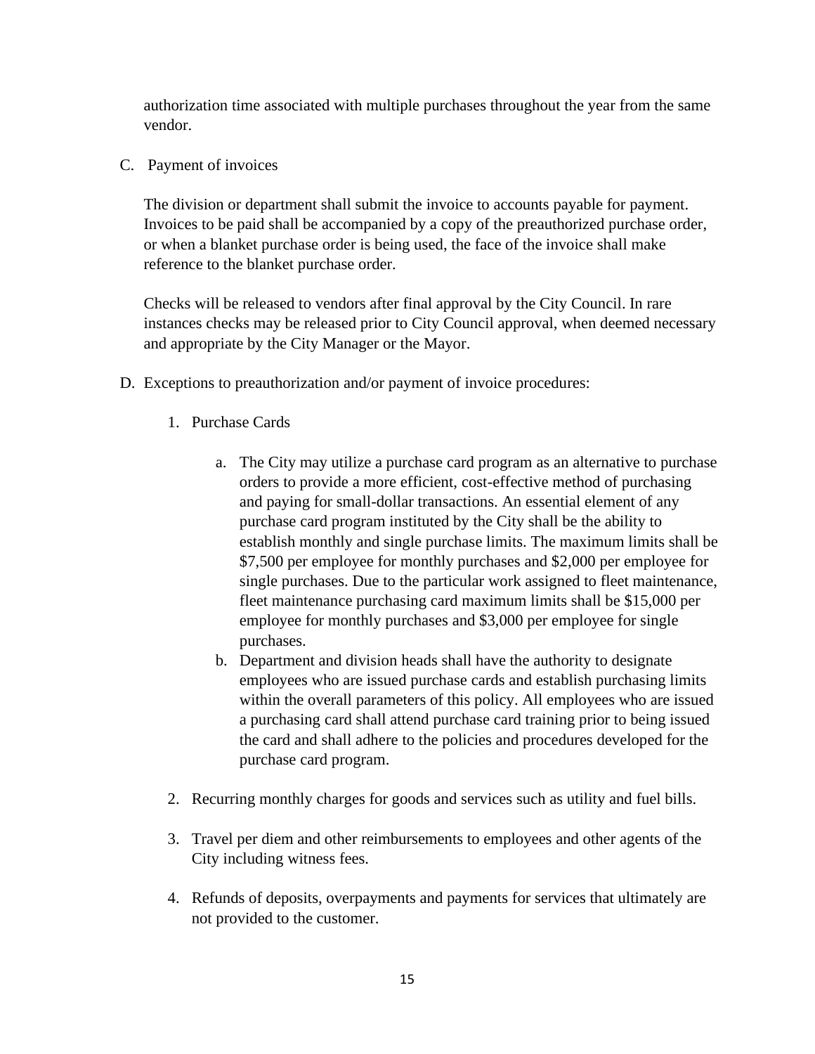authorization time associated with multiple purchases throughout the year from the same vendor.

C. Payment of invoices

The division or department shall submit the invoice to accounts payable for payment. Invoices to be paid shall be accompanied by a copy of the preauthorized purchase order, or when a blanket purchase order is being used, the face of the invoice shall make reference to the blanket purchase order.

Checks will be released to vendors after final approval by the City Council. In rare instances checks may be released prior to City Council approval, when deemed necessary and appropriate by the City Manager or the Mayor.

D. Exceptions to preauthorization and/or payment of invoice procedures:

1. Purchase Cards

   a. The City may utilize a purchase card program as an alternative to purchase orders to provide a more efficient, cost-effective method of purchasing and paying for small-dollar transactions. An essential element of any purchase card program instituted by the City shall be the ability to establish monthly and single purchase limits. The maximum limits shall be $7,500 per employee for monthly purchases and $2,000 per employee for single purchases. Due to the particular work assigned to fleet maintenance, fleet maintenance purchasing card maximum limits shall be $15,000 per employee for monthly purchases and $3,000 per employee for single purchases.
   b. Department and division heads shall have the authority to designate employees who are issued purchase cards and establish purchasing limits within the overall parameters of this policy. All employees who are issued a purchasing card shall attend purchase card training prior to being issued the card and shall adhere to the policies and procedures developed for the purchase card program.

2. Recurring monthly charges for goods and services such as utility and fuel bills.

3. Travel per diem and other reimbursements to employees and other agents of the City including witness fees.

4. Refunds of deposits, overpayments and payments for services that ultimately are not provided to the customer.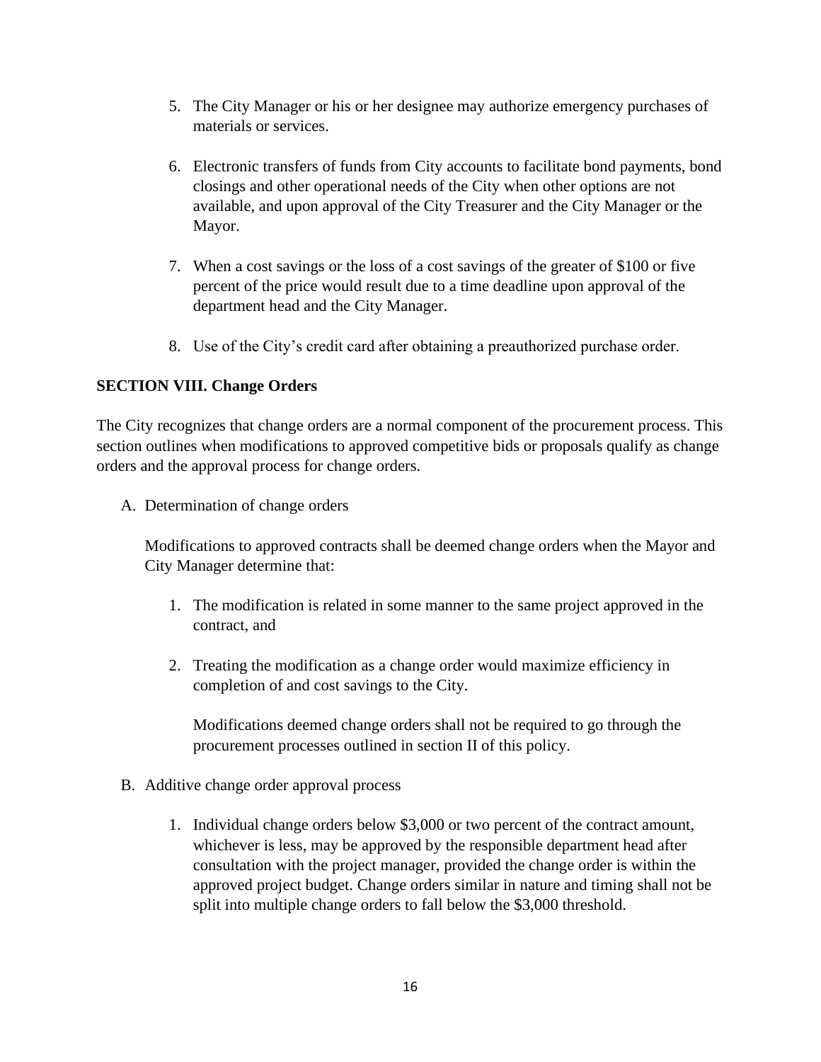5. The City Manager or his or her designee may authorize emergency purchases of materials or services.

6. Electronic transfers of funds from City accounts to facilitate bond payments, bond closings and other operational needs of the City when other options are not available, and upon approval of the City Treasurer and the City Manager or the Mayor.

7. When a cost savings or the loss of a cost savings of the greater of $100 or five percent of the price would result due to a time deadline upon approval of the department head and the City Manager.

8. Use of the City's credit card after obtaining a preauthorized purchase order.

**SECTION VIII. Change Orders**

The City recognizes that change orders are a normal component of the procurement process. This section outlines when modifications to approved competitive bids or proposals qualify as change orders and the approval process for change orders.

A. Determination of change orders

   Modifications to approved contracts shall be deemed change orders when the Mayor and City Manager determine that:

   1. The modification is related in some manner to the same project approved in the contract, and

   2. Treating the modification as a change order would maximize efficiency in completion of and cost savings to the City.

      Modifications deemed change orders shall not be required to go through the procurement processes outlined in section II of this policy.

B. Additive change order approval process

   1. Individual change orders below $3,000 or two percent of the contract amount, whichever is less, may be approved by the responsible department head after consultation with the project manager, provided the change order is within the approved project budget. Change orders similar in nature and timing shall not be split into multiple change orders to fall below the $3,000 threshold.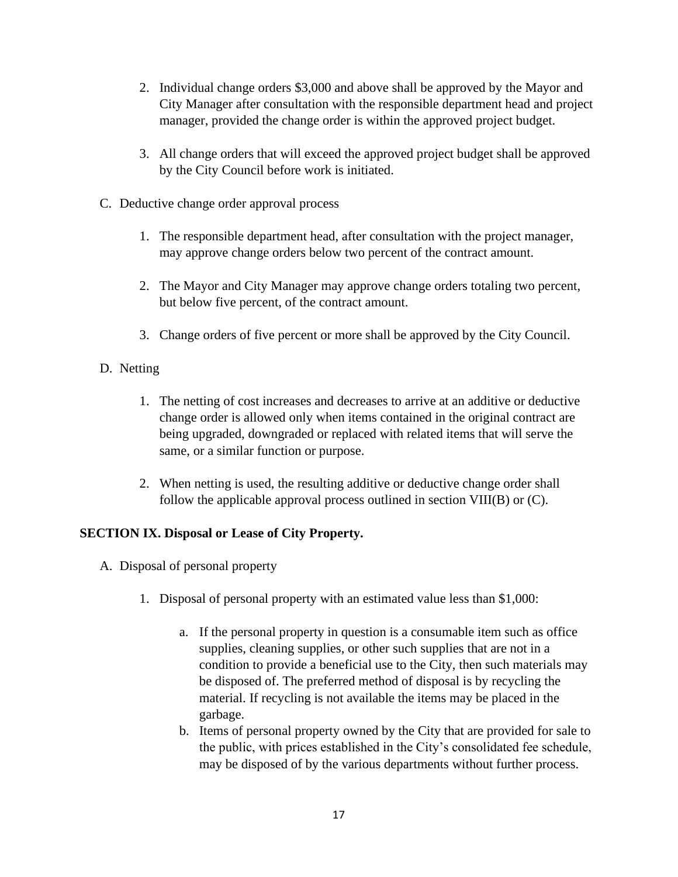2. Individual change orders $3,000 and above shall be approved by the Mayor and City Manager after consultation with the responsible department head and project manager, provided the change order is within the approved project budget.

3. All change orders that will exceed the approved project budget shall be approved by the City Council before work is initiated.

C. Deductive change order approval process

1. The responsible department head, after consultation with the project manager, may approve change orders below two percent of the contract amount.

2. The Mayor and City Manager may approve change orders totaling two percent, but below five percent, of the contract amount.

3. Change orders of five percent or more shall be approved by the City Council.

D. Netting

1. The netting of cost increases and decreases to arrive at an additive or deductive change order is allowed only when items contained in the original contract are being upgraded, downgraded or replaced with related items that will serve the same, or a similar function or purpose.

2. When netting is used, the resulting additive or deductive change order shall follow the applicable approval process outlined in section VIII(B) or (C).

**SECTION IX. Disposal or Lease of City Property.**

A. Disposal of personal property

1. Disposal of personal property with an estimated value less than $1,000:

   a. If the personal property in question is a consumable item such as office supplies, cleaning supplies, or other such supplies that are not in a condition to provide a beneficial use to the City, then such materials may be disposed of. The preferred method of disposal is by recycling the material. If recycling is not available the items may be placed in the garbage.

   b. Items of personal property owned by the City that are provided for sale to the public, with prices established in the City's consolidated fee schedule, may be disposed of by the various departments without further process.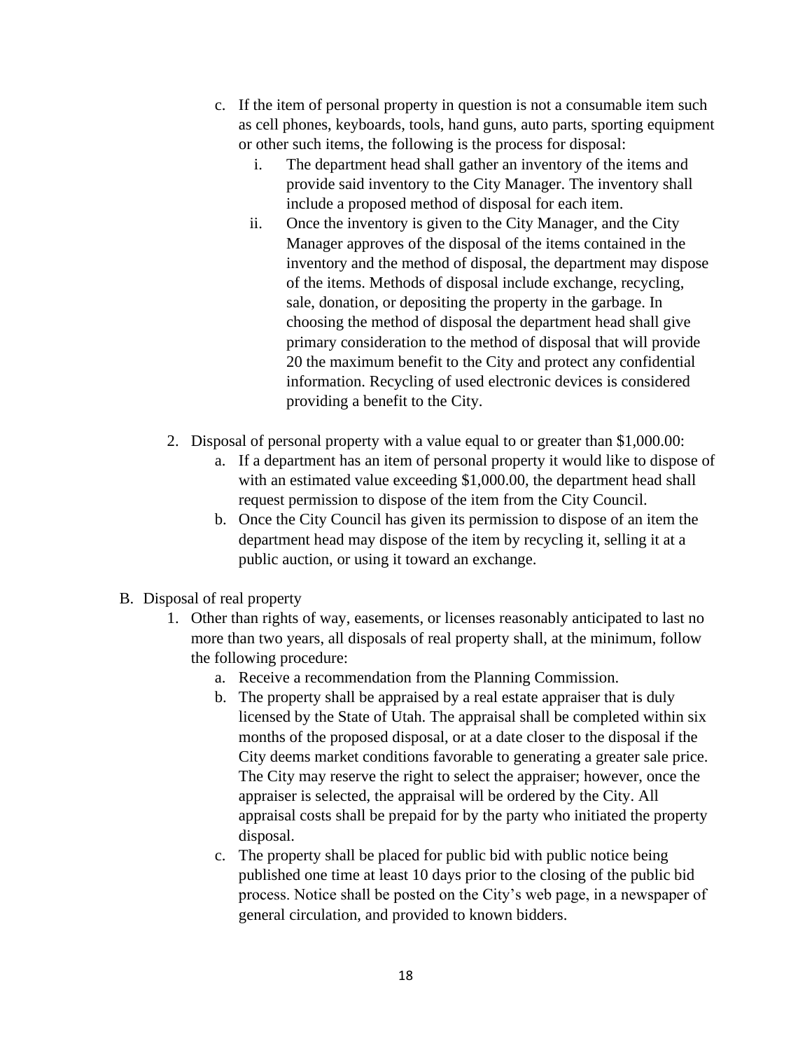c. If the item of personal property in question is not a consumable item such as cell phones, keyboards, tools, hand guns, auto parts, sporting equipment or other such items, the following is the process for disposal:

   i. The department head shall gather an inventory of the items and provide said inventory to the City Manager. The inventory shall include a proposed method of disposal for each item.

   ii. Once the inventory is given to the City Manager, and the City Manager approves of the disposal of the items contained in the inventory and the method of disposal, the department may dispose of the items. Methods of disposal include exchange, recycling, sale, donation, or depositing the property in the garbage. In choosing the method of disposal the department head shall give primary consideration to the method of disposal that will provide 20 the maximum benefit to the City and protect any confidential information. Recycling of used electronic devices is considered providing a benefit to the City.

2. Disposal of personal property with a value equal to or greater than $1,000.00:

   a. If a department has an item of personal property it would like to dispose of with an estimated value exceeding $1,000.00, the department head shall request permission to dispose of the item from the City Council.

   b. Once the City Council has given its permission to dispose of an item the department head may dispose of the item by recycling it, selling it at a public auction, or using it toward an exchange.

B. Disposal of real property

1. Other than rights of way, easements, or licenses reasonably anticipated to last no more than two years, all disposals of real property shall, at the minimum, follow the following procedure:

   a. Receive a recommendation from the Planning Commission.

   b. The property shall be appraised by a real estate appraiser that is duly licensed by the State of Utah. The appraisal shall be completed within six months of the proposed disposal, or at a date closer to the disposal if the City deems market conditions favorable to generating a greater sale price. The City may reserve the right to select the appraiser; however, once the appraiser is selected, the appraisal will be ordered by the City. All appraisal costs shall be prepaid for by the party who initiated the property disposal.

   c. The property shall be placed for public bid with public notice being published one time at least 10 days prior to the closing of the public bid process. Notice shall be posted on the City's web page, in a newspaper of general circulation, and provided to known bidders.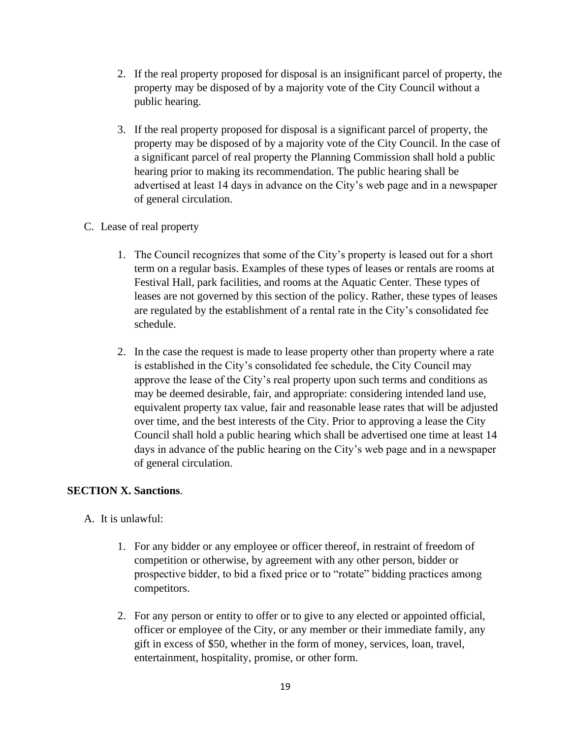2. If the real property proposed for disposal is an insignificant parcel of property, the property may be disposed of by a majority vote of the City Council without a public hearing.

3. If the real property proposed for disposal is a significant parcel of property, the property may be disposed of by a majority vote of the City Council. In the case of a significant parcel of real property the Planning Commission shall hold a public hearing prior to making its recommendation. The public hearing shall be advertised at least 14 days in advance on the City's web page and in a newspaper of general circulation.

C. Lease of real property

1. The Council recognizes that some of the City's property is leased out for a short term on a regular basis. Examples of these types of leases or rentals are rooms at Festival Hall, park facilities, and rooms at the Aquatic Center. These types of leases are not governed by this section of the policy. Rather, these types of leases are regulated by the establishment of a rental rate in the City's consolidated fee schedule.

2. In the case the request is made to lease property other than property where a rate is established in the City's consolidated fee schedule, the City Council may approve the lease of the City's real property upon such terms and conditions as may be deemed desirable, fair, and appropriate: considering intended land use, equivalent property tax value, fair and reasonable lease rates that will be adjusted over time, and the best interests of the City. Prior to approving a lease the City Council shall hold a public hearing which shall be advertised one time at least 14 days in advance of the public hearing on the City's web page and in a newspaper of general circulation.

**SECTION X. Sanctions**.

A. It is unlawful:

1. For any bidder or any employee or officer thereof, in restraint of freedom of competition or otherwise, by agreement with any other person, bidder or prospective bidder, to bid a fixed price or to "rotate" bidding practices among competitors.

2. For any person or entity to offer or to give to any elected or appointed official, officer or employee of the City, or any member or their immediate family, any gift in excess of $50, whether in the form of money, services, loan, travel, entertainment, hospitality, promise, or other form.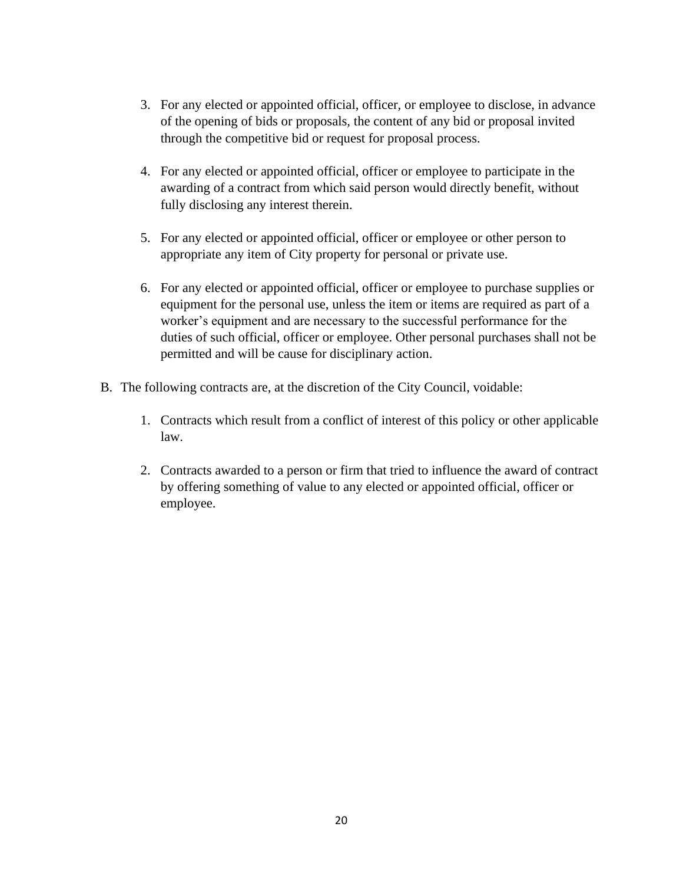3. For any elected or appointed official, officer, or employee to disclose, in advance of the opening of bids or proposals, the content of any bid or proposal invited through the competitive bid or request for proposal process.

4. For any elected or appointed official, officer or employee to participate in the awarding of a contract from which said person would directly benefit, without fully disclosing any interest therein.

5. For any elected or appointed official, officer or employee or other person to appropriate any item of City property for personal or private use.

6. For any elected or appointed official, officer or employee to purchase supplies or equipment for the personal use, unless the item or items are required as part of a worker's equipment and are necessary to the successful performance for the duties of such official, officer or employee. Other personal purchases shall not be permitted and will be cause for disciplinary action.

B. The following contracts are, at the discretion of the City Council, voidable:

1. Contracts which result from a conflict of interest of this policy or other applicable law.

2. Contracts awarded to a person or firm that tried to influence the award of contract by offering something of value to any elected or appointed official, officer or employee.